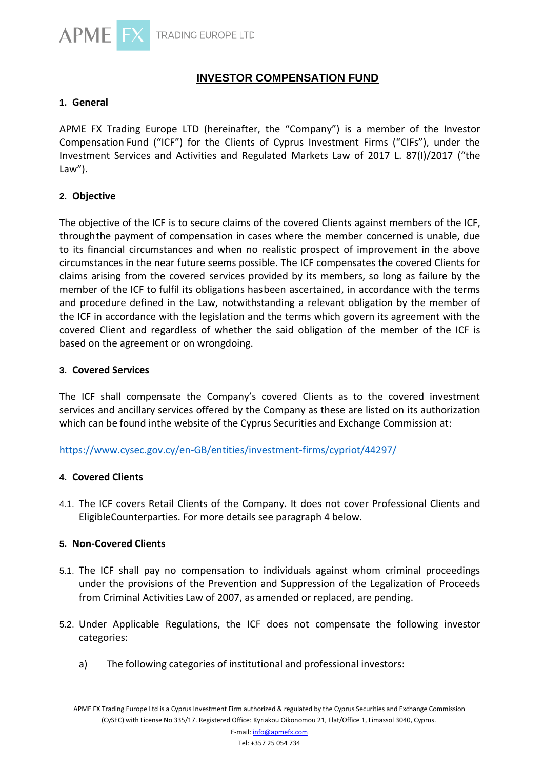# INVESTOR COMPENSATION FUND

## 1. General

APME FX Trading Europe LTD (hereinafter, the "Company") is a member of the Investor Compensation Fund ("ICF") for the Clients of Cyprus Investment Firms ("CIFs"), under the Investment Services and Activities and Regulated Markets Law of 2017 L. 87(I)/2017 ("the Law").

## 2. Objective

The objective of the ICF is to secure claims of the covered Clients against members of the ICF, throughthe payment of compensation in cases where the member concerned is unable, due to its financial circumstances and when no realistic prospect of improvement in the above circumstances in the near future seems possible. The ICF compensates the covered Clients for claims arising from the covered services provided by its members, so long as failure by the member of the ICF to fulfil its obligations hasbeen ascertained, in accordance with the terms and procedure defined in the Law, notwithstanding a relevant obligation by the member of the ICF in accordance with the legislation and the terms which govern its agreement with the covered Client and regardless of whether the said obligation of the member of the ICF is based on the agreement or on wrongdoing.

## 3. Covered Services

The ICF shall compensate the Company's covered Clients as to the covered investment services and ancillary services offered by the Company as these are listed on its authorization which can be found inthe website of the Cyprus Securities and Exchange Commission at:

https://www.cysec.gov.cy/en-GB/entities/investment-firms/cypriot/44297/

## 4. Covered Clients

4.1. The ICF covers Retail Clients of the Company. It does not cover Professional Clients and EligibleCounterparties. For more details see paragraph 4 below.

## 5. Non-Covered Clients

5.1. The ICF shall pay no compensation to individuals against whom criminal proceedings under the provisions of the Prevention and Suppression of the Legalization of Proceeds from Criminal Activities Law of 2007, as amended or replaced, are pending.

5.2. Under Applicable Regulations, the ICF does not compensate the following investor categories:

a) The following categories of institutional and professional investors: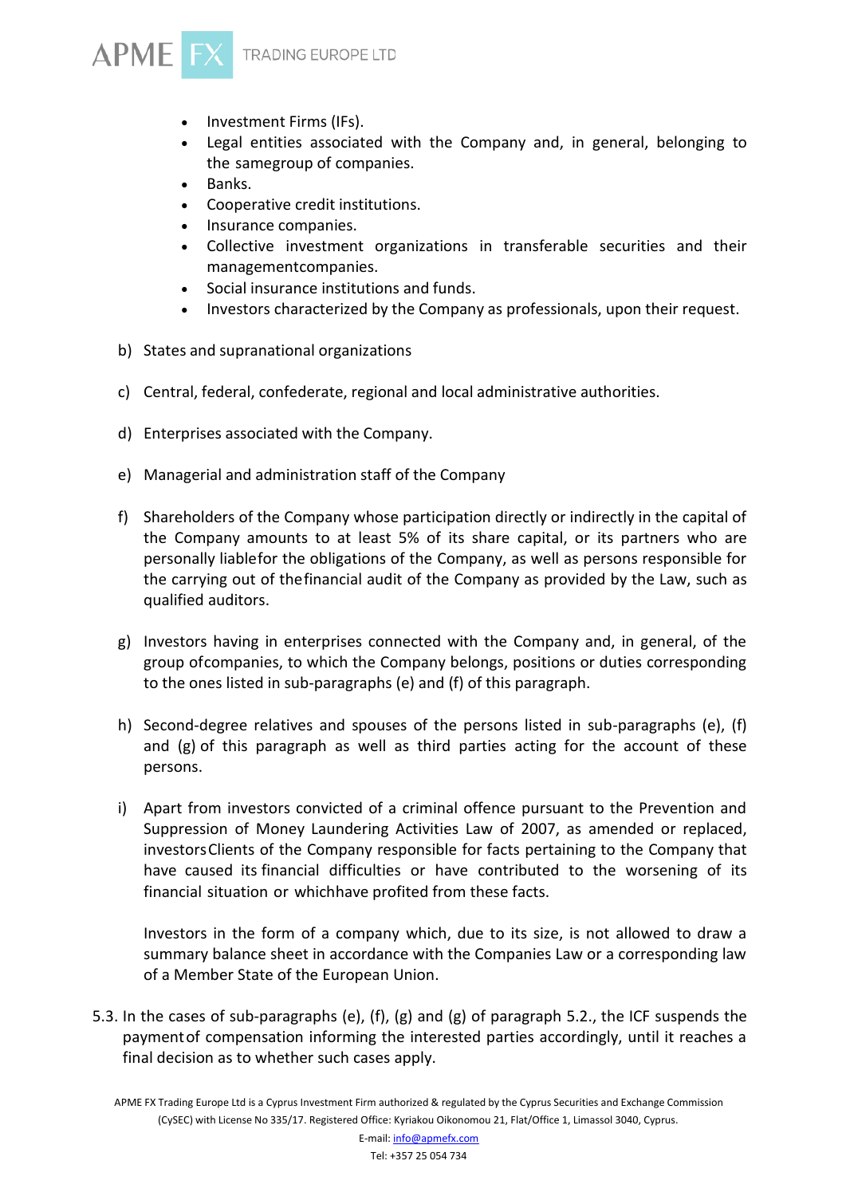- Investment Firms (IFs).
- Legal entities associated with the Company and, in general, belonging to the samegroup of companies.
- Banks.
- Cooperative credit institutions.
- Insurance companies.
- Collective investment organizations in transferable securities and their managementcompanies.
- Social insurance institutions and funds.
- Investors characterized by the Company as professionals, upon their request.

b) States and supranational organizations

c) Central, federal, confederate, regional and local administrative authorities.

d) Enterprises associated with the Company.

e) Managerial and administration staff of the Company

f) Shareholders of the Company whose participation directly or indirectly in the capital of the Company amounts to at least 5% of its share capital, or its partners who are personally liablefor the obligations of the Company, as well as persons responsible for the carrying out of thefinancial audit of the Company as provided by the Law, such as qualified auditors.

g) Investors having in enterprises connected with the Company and, in general, of the group ofcompanies, to which the Company belongs, positions or duties corresponding to the ones listed in sub-paragraphs (e) and (f) of this paragraph.

h) Second-degree relatives and spouses of the persons listed in sub-paragraphs (e), (f) and (g) of this paragraph as well as third parties acting for the account of these persons.

i) Apart from investors convicted of a criminal offence pursuant to the Prevention and Suppression of Money Laundering Activities Law of 2007, as amended or replaced, investorsClients of the Company responsible for facts pertaining to the Company that have caused its financial difficulties or have contributed to the worsening of its financial situation or whichhave profited from these facts.

   Investors in the form of a company which, due to its size, is not allowed to draw a summary balance sheet in accordance with the Companies Law or a corresponding law of a Member State of the European Union.

5.3. In the cases of sub-paragraphs (e), (f), (g) and (g) of paragraph 5.2., the ICF suspends the paymentof compensation informing the interested parties accordingly, until it reaches a final decision as to whether such cases apply.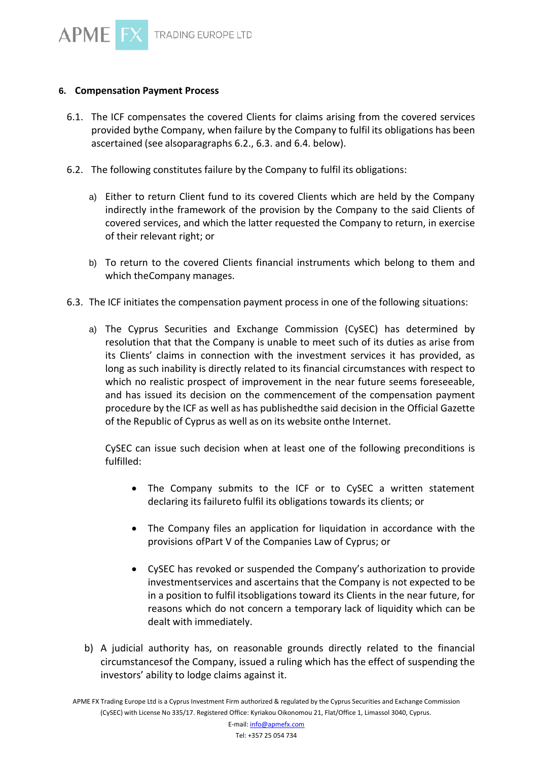## 6. Compensation Payment Process

6.1. The ICF compensates the covered Clients for claims arising from the covered services provided bythe Company, when failure by the Company to fulfil its obligations has been ascertained (see alsoparagraphs 6.2., 6.3. and 6.4. below).

6.2. The following constitutes failure by the Company to fulfil its obligations:

a) Either to return Client fund to its covered Clients which are held by the Company indirectly inthe framework of the provision by the Company to the said Clients of covered services, and which the latter requested the Company to return, in exercise of their relevant right; or

b) To return to the covered Clients financial instruments which belong to them and which theCompany manages.

6.3. The ICF initiates the compensation payment process in one of the following situations:

a) The Cyprus Securities and Exchange Commission (CySEC) has determined by resolution that that the Company is unable to meet such of its duties as arise from its Clients' claims in connection with the investment services it has provided, as long as such inability is directly related to its financial circumstances with respect to which no realistic prospect of improvement in the near future seems foreseeable, and has issued its decision on the commencement of the compensation payment procedure by the ICF as well as has publishedthe said decision in the Official Gazette of the Republic of Cyprus as well as on its website onthe Internet.

   CySEC can issue such decision when at least one of the following preconditions is fulfilled:

   - The Company submits to the ICF or to CySEC a written statement declaring its failureto fulfil its obligations towards its clients; or

   - The Company files an application for liquidation in accordance with the provisions ofPart V of the Companies Law of Cyprus; or

   - CySEC has revoked or suspended the Company's authorization to provide investmentservices and ascertains that the Company is not expected to be in a position to fulfil itsobligations toward its Clients in the near future, for reasons which do not concern a temporary lack of liquidity which can be dealt with immediately.

b) A judicial authority has, on reasonable grounds directly related to the financial circumstancesof the Company, issued a ruling which has the effect of suspending the investors' ability to lodge claims against it.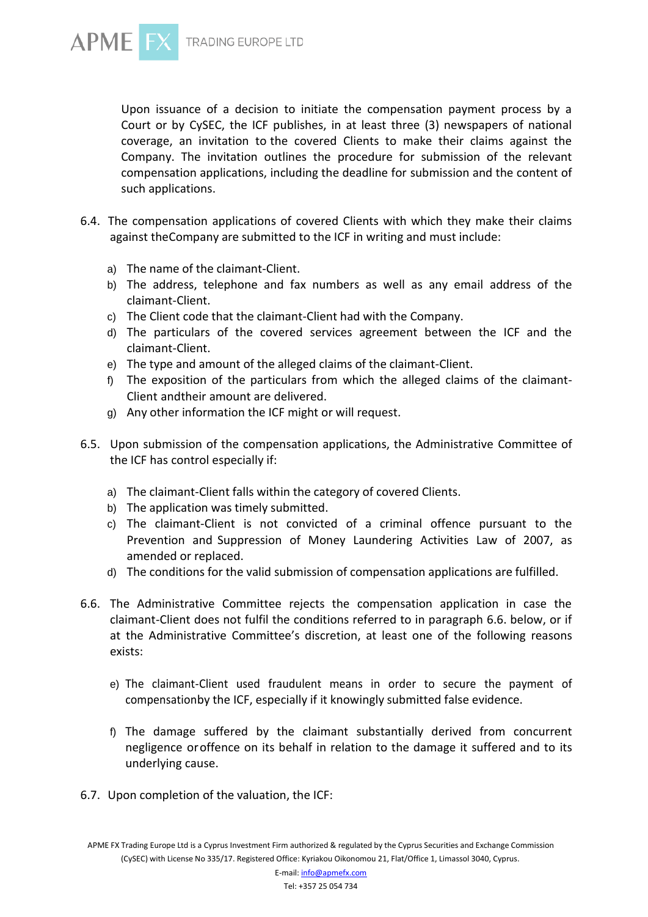Upon issuance of a decision to initiate the compensation payment process by a Court or by CySEC, the ICF publishes, in at least three (3) newspapers of national coverage, an invitation to the covered Clients to make their claims against the Company. The invitation outlines the procedure for submission of the relevant compensation applications, including the deadline for submission and the content of such applications.

6.4. The compensation applications of covered Clients with which they make their claims against theCompany are submitted to the ICF in writing and must include:

a) The name of the claimant-Client.
b) The address, telephone and fax numbers as well as any email address of the claimant-Client.
c) The Client code that the claimant-Client had with the Company.
d) The particulars of the covered services agreement between the ICF and the claimant-Client.
e) The type and amount of the alleged claims of the claimant-Client.
f) The exposition of the particulars from which the alleged claims of the claimant-Client andtheir amount are delivered.
g) Any other information the ICF might or will request.

6.5. Upon submission of the compensation applications, the Administrative Committee of the ICF has control especially if:

a) The claimant-Client falls within the category of covered Clients.
b) The application was timely submitted.
c) The claimant-Client is not convicted of a criminal offence pursuant to the Prevention and Suppression of Money Laundering Activities Law of 2007, as amended or replaced.
d) The conditions for the valid submission of compensation applications are fulfilled.

6.6. The Administrative Committee rejects the compensation application in case the claimant-Client does not fulfil the conditions referred to in paragraph 6.6. below, or if at the Administrative Committee's discretion, at least one of the following reasons exists:

e) The claimant-Client used fraudulent means in order to secure the payment of compensationby the ICF, especially if it knowingly submitted false evidence.

f) The damage suffered by the claimant substantially derived from concurrent negligence oroffence on its behalf in relation to the damage it suffered and to its underlying cause.

6.7. Upon completion of the valuation, the ICF: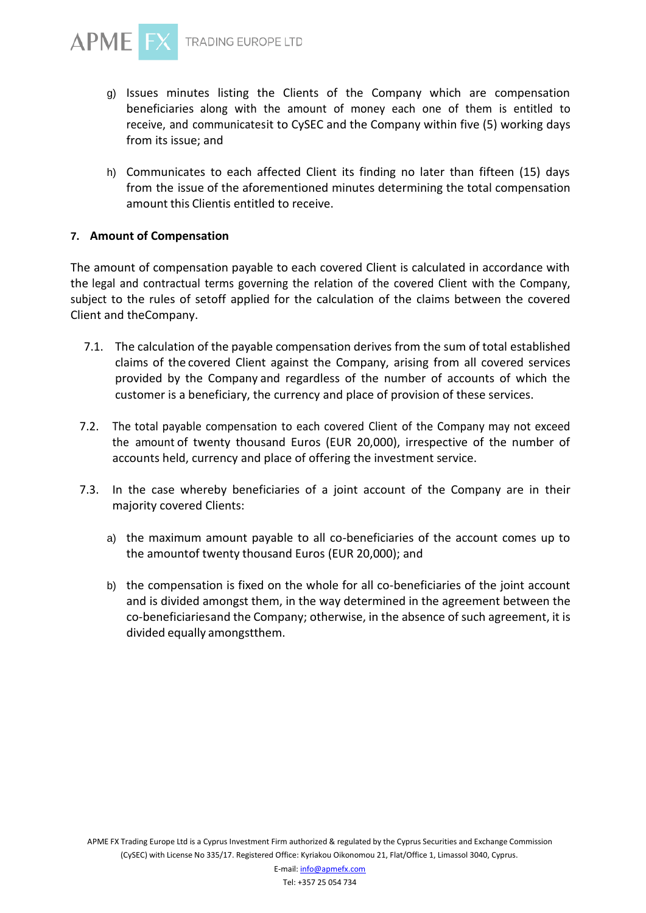g) Issues minutes listing the Clients of the Company which are compensation beneficiaries along with the amount of money each one of them is entitled to receive, and communicatesit to CySEC and the Company within five (5) working days from its issue; and

h) Communicates to each affected Client its finding no later than fifteen (15) days from the issue of the aforementioned minutes determining the total compensation amount this Clientis entitled to receive.

## 7. Amount of Compensation

The amount of compensation payable to each covered Client is calculated in accordance with the legal and contractual terms governing the relation of the covered Client with the Company, subject to the rules of setoff applied for the calculation of the claims between the covered Client and theCompany.

7.1. The calculation of the payable compensation derives from the sum of total established claims of the covered Client against the Company, arising from all covered services provided by the Company and regardless of the number of accounts of which the customer is a beneficiary, the currency and place of provision of these services.

7.2. The total payable compensation to each covered Client of the Company may not exceed the amount of twenty thousand Euros (EUR 20,000), irrespective of the number of accounts held, currency and place of offering the investment service.

7.3. In the case whereby beneficiaries of a joint account of the Company are in their majority covered Clients:

a) the maximum amount payable to all co-beneficiaries of the account comes up to the amountof twenty thousand Euros (EUR 20,000); and

b) the compensation is fixed on the whole for all co-beneficiaries of the joint account and is divided amongst them, in the way determined in the agreement between the co-beneficiariesand the Company; otherwise, in the absence of such agreement, it is divided equally amongstthem.